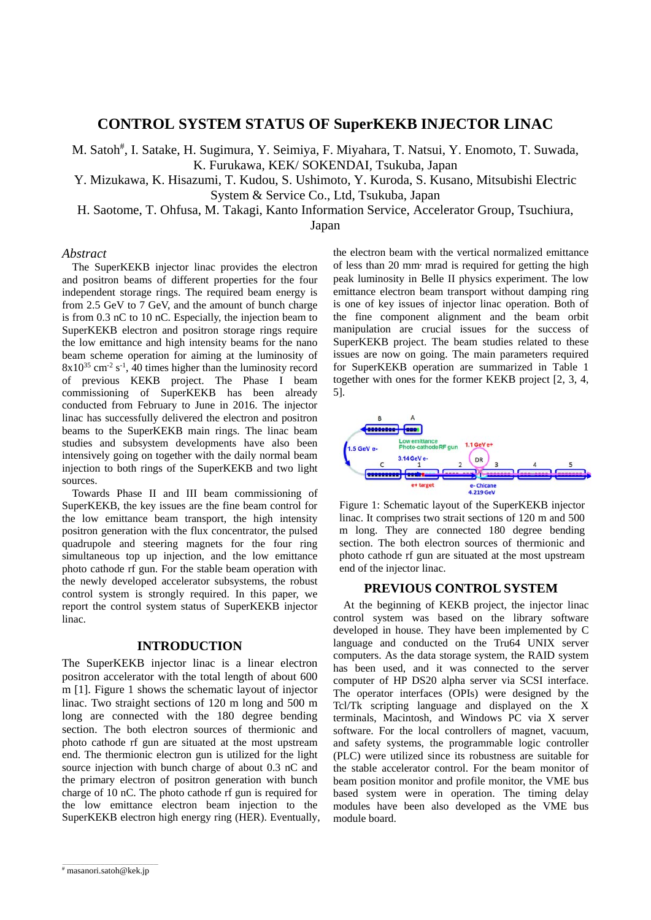# CONTROL SYSTEM STATUS OF SuperKEKB INJECTOR LINAC

M. Satoh#, I. Satake, H. Sugimura, Y. Seimiya, F. Miyahara, T. Natsui, Y. Enomoto, T. Suwada, K. Furukawa, KEK/ SOKENDAI, Tsukuba, Japan

Y. Mizukawa, K. Hisazumi, T. Kudou, S. Ushimoto, Y. Kuroda, S. Kusano, Mitsubishi Electric System & Service Co., Ltd, Tsukuba, Japan

H. Saotome, T. Ohfusa, M. Takagi, Kanto Information Service, Accelerator Group, Tsuchiura, Japan

## *Abstract*

The SuperKEKB injector linac provides the electron and positron beams of different properties for the four independent storage rings. The required beam energy is from 2.5 GeV to 7 GeV, and the amount of bunch charge is from 0.3 nC to 10 nC. Especially, the injection beam to SuperKEKB electron and positron storage rings require the low emittance and high intensity beams for the nano beam scheme operation for aiming at the luminosity of $8 \times 10^{35}$ $cm^{-2}$ $s^{-1}$, 40 times higher than the luminosity record of previous KEKB project. The Phase I beam commissioning of SuperKEKB has been already conducted from February to June in 2016. The injector linac has successfully delivered the electron and positron beams to the SuperKEKB main rings. The linac beam studies and subsystem developments have also been intensively going on together with the daily normal beam injection to both rings of the SuperKEKB and two light sources.

Towards Phase II and III beam commissioning of SuperKEKB, the key issues are the fine beam control for the low emittance beam transport, the high intensity positron generation with the flux concentrator, the pulsed quadrupole and steering magnets for the four ring simultaneous top up injection, and the low emittance photo cathode rf gun. For the stable beam operation with the newly developed accelerator subsystems, the robust control system is strongly required. In this paper, we report the control system status of SuperKEKB injector linac.

## INTRODUCTION

The SuperKEKB injector linac is a linear electron positron accelerator with the total length of about 600 m [1]. Figure 1 shows the schematic layout of the injector linac. Two straight sections of 120 m long and 500 m long are connected with the 180 degree bending section. The both electron sources of thermionic and photo cathode rf gun are situated at the most upstream end. The thermionic electron gun is utilized for the light source injection with bunch charge of about 0.3 nC and the primary electron of positron generation with bunch charge of 10 nC. The photo cathode rf gun is required for the low emittance electron beam injection to the SuperKEKB electron high energy ring (HER). Eventually, the electron beam with the vertical normalized emittance of less than 20 mm· mrad is required for getting the high peak luminosity in Belle II physics experiment. The low emittance electron beam transport without damping ring is one of key issues of injector linac operation. Both of the fine component alignment and the beam orbit manipulation are crucial issues for the success of SuperKEKB project. The beam studies related to these issues are now on going. The main parameters required for SuperKEKB operation are summarized in Table 1 together with ones for the former KEKB project [2, 3, 4, 5].

B
A
1.5 GeV e-
Low emittance Photo-cathode RF gun
1.1 GeV e+
3.14 GeV e-
DR
C
1
2
3
4
5
e+ target
e- Chicane
4.219 GeV

Figure 1: Schematic layout of the SuperKEKB injector linac. It comprises two strait sections of 120 m and 500 m long. They are connected 180 degree bending section. The both electron sources of thermionic and photo cathode rf gun are situated at the most upstream end of the injector linac.

## PREVIOUS CONTROL SYSTEM

At the beginning of KEKB project, the injector linac control system was based on the library software developed in house. They have been implemented by C language and conducted on the Tru64 UNIX server computers. As the data storage system, the RAID system has been used, and it was connected to the server computer of HP DS20 alpha server via SCSI interface. The operator interfaces (OPIs) were designed by the Tcl/Tk scripting language and displayed on the X terminals, Macintosh, and Windows PC via X server software. For the local controllers of magnet, vacuum, and safety systems, the programmable logic controller (PLC) were utilized since its robustness are suitable for the stable accelerator control. For the beam monitor of beam position monitor and profile monitor, the VME bus based system were in operation. The timing delay modules have been also developed as the VME bus module board.

# masanori.satoh@kek.jp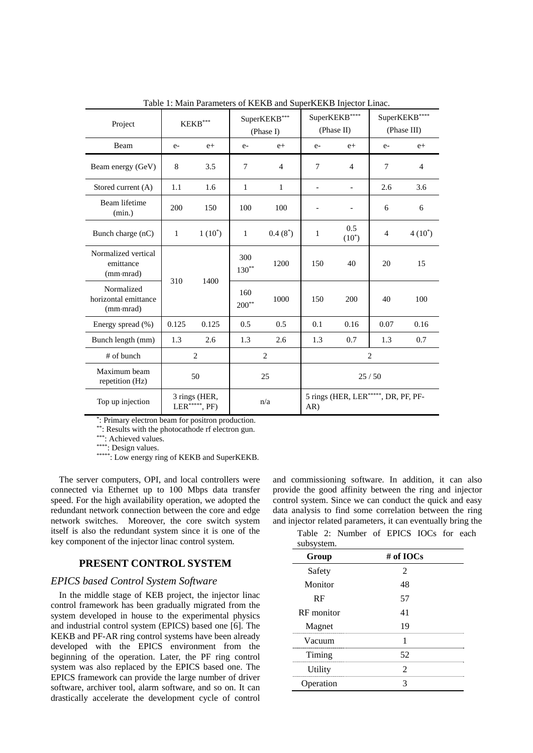Table 1: Main Parameters of KEKB and SuperKEKB Injector Linac.

| Project | KEKB*** | | SuperKEKB*** (Phase I) | | SuperKEKB**** (Phase II) | | SuperKEKB**** (Phase III) | |
|---|---|---|---|---|---|---|---|---|
| Beam | e- | e+ | e- | e+ | e- | e+ | e- | e+ |
| Beam energy (GeV) | 8 | 3.5 | 7 | 4 | 7 | 4 | 7 | 4 |
| Stored current (A) | 1.1 | 1.6 | 1 | 1 | - | - | 2.6 | 3.6 |
| Beam lifetime (min.) | 200 | 150 | 100 | 100 | - | - | 6 | 6 |
| Bunch charge (nC) | 1 | 1 (10*) | 1 | 0.4 (8*) | 1 | 0.5 (10*) | 4 | 4 (10*) |
| Normalized vertical emittance (mm·mrad) | 310 | 1400 | 300 130** | 1200 | 150 | 40 | 20 | 15 |
| Normalized horizontal emittance (mm·mrad) | | | 160 200** | 1000 | 150 | 200 | 40 | 100 |
| Energy spread (%) | 0.125 | 0.125 | 0.5 | 0.5 | 0.1 | 0.16 | 0.07 | 0.16 |
| Bunch length (mm) | 1.3 | 2.6 | 1.3 | 2.6 | 1.3 | 0.7 | 1.3 | 0.7 |
| # of bunch | 2 | | 2 | | 2 | | | |
| Maximum beam repetition (Hz) | 50 | | 25 | | 25 / 50 | | | |
| Top up injection | 3 rings (HER, LER*****, PF) | | n/a | | 5 rings (HER, LER*****, DR, PF, PF-AR) | | | |

*: Primary electron beam for positron production.
**: Results with the photocathode rf electron gun.
***: Achieved values.
****: Design values.
*****: Low energy ring of KEKB and SuperKEKB.

The server computers, OPI, and local controllers were connected via Ethernet up to 100 Mbps data transfer speed. For the high availability operation, we adopted the redundant network connection between the core and edge network switches. Moreover, the core switch system itself is also the redundant system since it is one of the key component of the injector linac control system.

## PRESENT CONTROL SYSTEM

### *EPICS based Control System Software*

In the middle stage of KEB project, the injector linac control framework has been gradually migrated from the system developed in house to the experimental physics and industrial control system (EPICS) based one [6]. The KEKB and PF-AR ring control systems have been already developed with the EPICS environment from the beginning of the operation. Later, the PF ring control system was also replaced by the EPICS based one. The EPICS framework can provide the large number of driver software, archiver tool, alarm software, and so on. It can drastically accelerate the development cycle of control and commissioning software. In addition, it can also provide the good affinity between the ring and injector control system. Since we can conduct the quick and easy data analysis to find some correlation between the ring and injector related parameters, it can eventually bring the

Table 2: Number of EPICS IOCs for each subsystem.

| Group | # of IOCs |
|---|---|
| Safety | 2 |
| Monitor | 48 |
| RF | 57 |
| RF monitor | 41 |
| Magnet | 19 |
| Vacuum | 1 |
| Timing | 52 |
| Utility | 2 |
| Operation | 3 |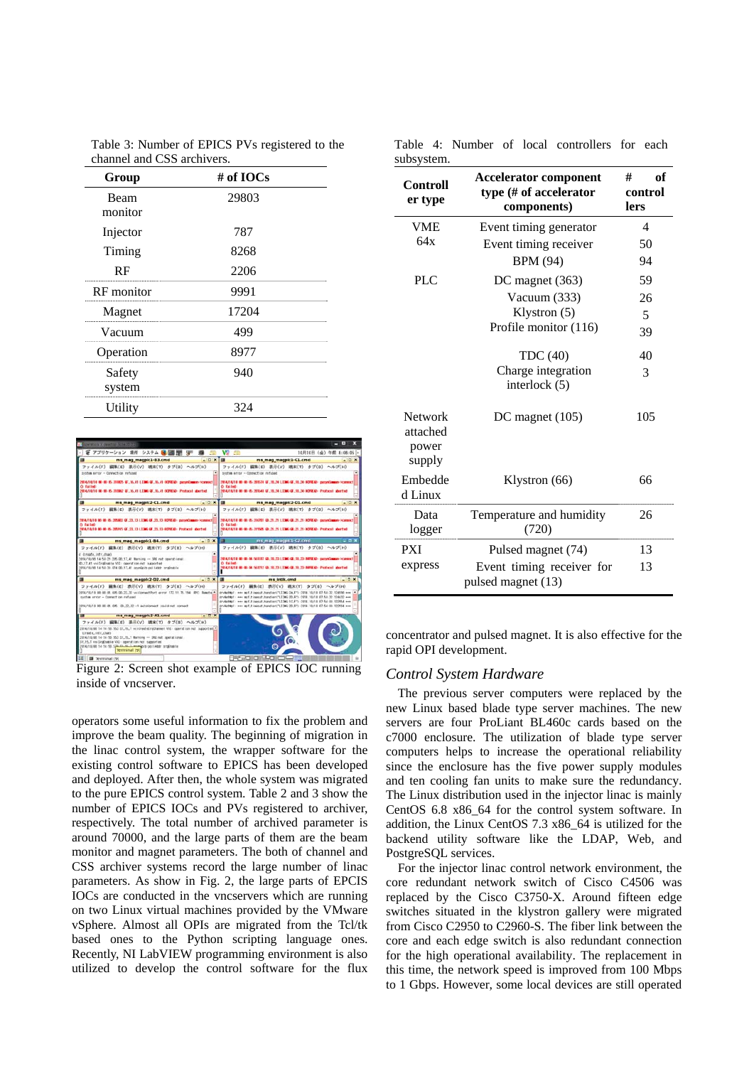Table 3: Number of EPICS PVs registered to the channel and CSS archivers.

| Group | # of IOCs |
|---|---|
| Beam monitor | 29803 |
| Injector | 787 |
| Timing | 8268 |
| RF | 2206 |
| RF monitor | 9991 |
| Magnet | 17204 |
| Vacuum | 499 |
| Operation | 8977 |
| Safety system | 940 |
| Utility | 324 |

Figure 2: Screen shot example of EPICS IOC running inside of vncserver.

operators some useful information to fix the problem and improve the beam quality. The beginning of migration in the linac control system, the wrapper software for the existing control software to EPICS has been developed and deployed. After then, the whole system was migrated to the pure EPICS control system. Table 2 and 3 show the number of EPICS IOCs and PVs registered to archiver, respectively. The total number of archived parameter is around 70000, and the large parts of them are the beam monitor and magnet parameters. The both of channel and CSS archiver systems record the large number of linac parameters. As show in Fig. 2, the large parts of EPCIS IOCs are conducted in the vncservers which are running on two Linux virtual machines provided by the VMware vSphere. Almost all OPIs are migrated from the Tcl/tk based ones to the Python scripting language ones. Recently, NI LabVIEW programming environment is also utilized to develop the control software for the flux concentrator and pulsed magnet. It is also effective for the rapid OPI development.

Table 4: Number of local controllers for each subsystem.

| Controller type | Accelerator component type (# of accelerator components) | # of controllers |
|---|---|---|
| VME 64x | Event timing generator | 4 |
| | Event timing receiver | 50 |
| | BPM (94) | 94 |
| PLC | DC magnet (363) | 59 |
| | Vacuum (333) | 26 |
| | Klystron (5) | 5 |
| | Profile monitor (116) | 39 |
| | TDC (40) | 40 |
| | Charge integration interlock (5) | 3 |
| Network attached power supply | DC magnet (105) | 105 |
| Embedded Linux | Klystron (66) | 66 |
| Data logger | Temperature and humidity (720) | 26 |
| PXI express | Pulsed magnet (74) | 13 |
| | Event timing receiver for pulsed magnet (13) | 13 |

## *Control System Hardware*

The previous server computers were replaced by the new Linux based blade type server machines. The new servers are four ProLiant BL460c cards based on the c7000 enclosure. The utilization of blade type server computers helps to increase the operational reliability since the enclosure has the five power supply modules and ten cooling fan units to make sure the redundancy. The Linux distribution used in the injector linac is mainly CentOS 6.8 x86_64 for the control system software. In addition, the Linux CentOS 7.3 x86_64 is utilized for the backend utility software like the LDAP, Web, and PostgreSQL services.

For the injector linac control network environment, the core redundant network switch of Cisco C4506 was replaced by the Cisco C3750-X. Around fifteen edge switches situated in the klystron gallery were migrated from Cisco C2950 to C2960-S. The fiber link between the core and each edge switch is also redundant connection for the high operational availability. The replacement in this time, the network speed is improved from 100 Mbps to 1 Gbps. However, some local devices are still operated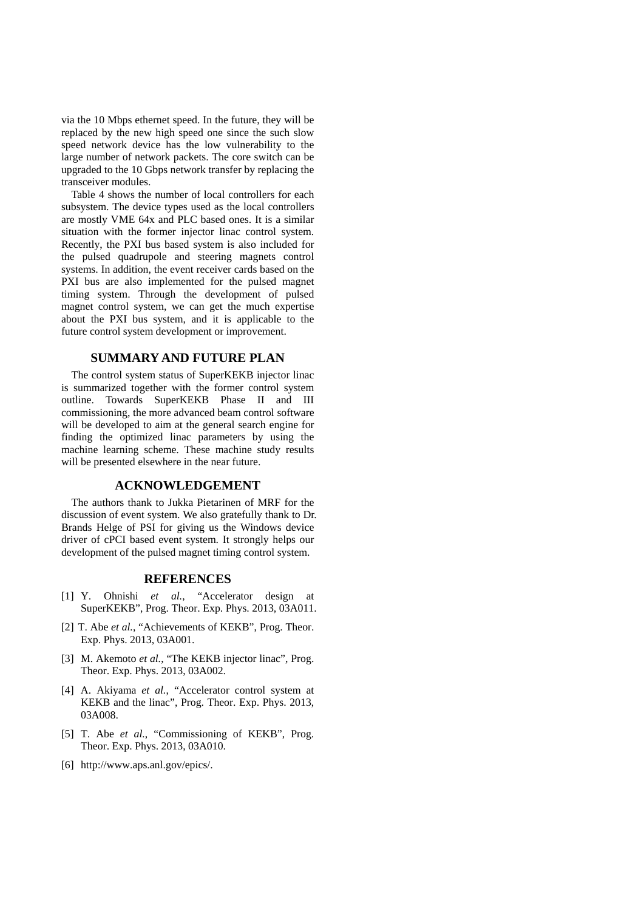via the 10 Mbps ethernet speed. In the future, they will be replaced by the new high speed one since the such slow speed network device has the low vulnerability to the large number of network packets. The core switch can be upgraded to the 10 Gbps network transfer by replacing the transceiver modules.

Table 4 shows the number of local controllers for each subsystem. The device types used as the local controllers are mostly VME 64x and PLC based ones. It is a similar situation with the former injector linac control system. Recently, the PXI bus based system is also included for the pulsed quadrupole and steering magnets control systems. In addition, the event receiver cards based on the PXI bus are also implemented for the pulsed magnet timing system. Through the development of pulsed magnet control system, we can get the much expertise about the PXI bus system, and it is applicable to the future control system development or improvement.

## SUMMARY AND FUTURE PLAN

The control system status of SuperKEKB injector linac is summarized together with the former control system outline. Towards SuperKEKB Phase II and III commissioning, the more advanced beam control software will be developed to aim at the general search engine for finding the optimized linac parameters by using the machine learning scheme. These machine study results will be presented elsewhere in the near future.

## ACKNOWLEDGEMENT

The authors thank to Jukka Pietarinen of MRF for the discussion of event system. We also gratefully thank to Dr. Brands Helge of PSI for giving us the Windows device driver of cPCI based event system. It strongly helps our development of the pulsed magnet timing control system.

## REFERENCES

[1] Y. Ohnishi *et al.*, "Accelerator design at SuperKEKB", Prog. Theor. Exp. Phys. 2013, 03A011.

[2] T. Abe *et al.*, "Achievements of KEKB", Prog. Theor. Exp. Phys. 2013, 03A001.

[3] M. Akemoto *et al.*, "The KEKB injector linac", Prog. Theor. Exp. Phys. 2013, 03A002.

[4] A. Akiyama *et al.*, "Accelerator control system at KEKB and the linac", Prog. Theor. Exp. Phys. 2013, 03A008.

[5] T. Abe *et al.*, "Commissioning of KEKB", Prog. Theor. Exp. Phys. 2013, 03A010.

[6] http://www.aps.anl.gov/epics/.